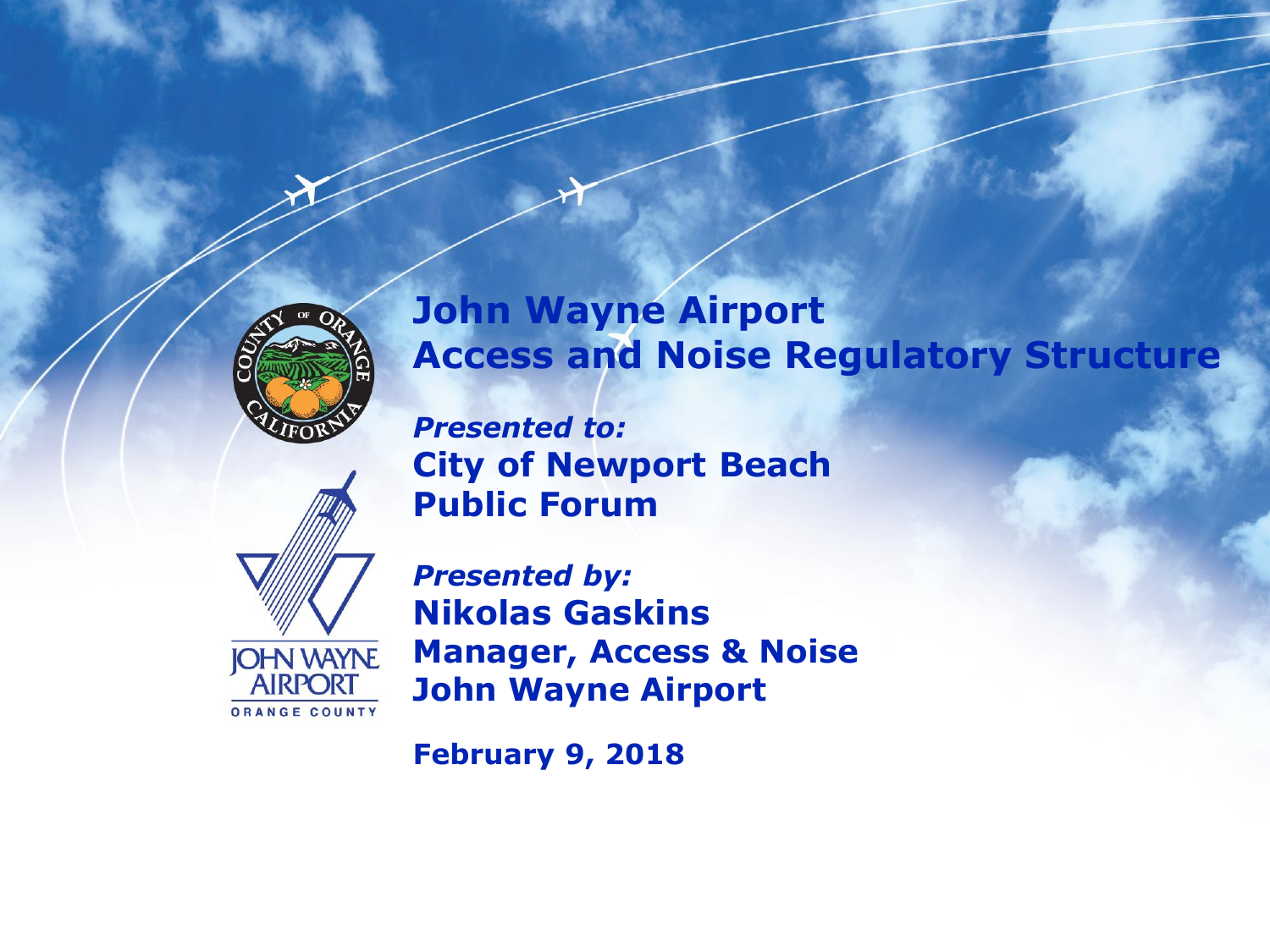# John Wayne Airport
# Access and Noise Regulatory Structure

***Presented to:***
**City of Newport Beach**
**Public Forum**

***Presented by:***
**Nikolas Gaskins**
**Manager, Access & Noise**
**John Wayne Airport**

**February 9, 2018**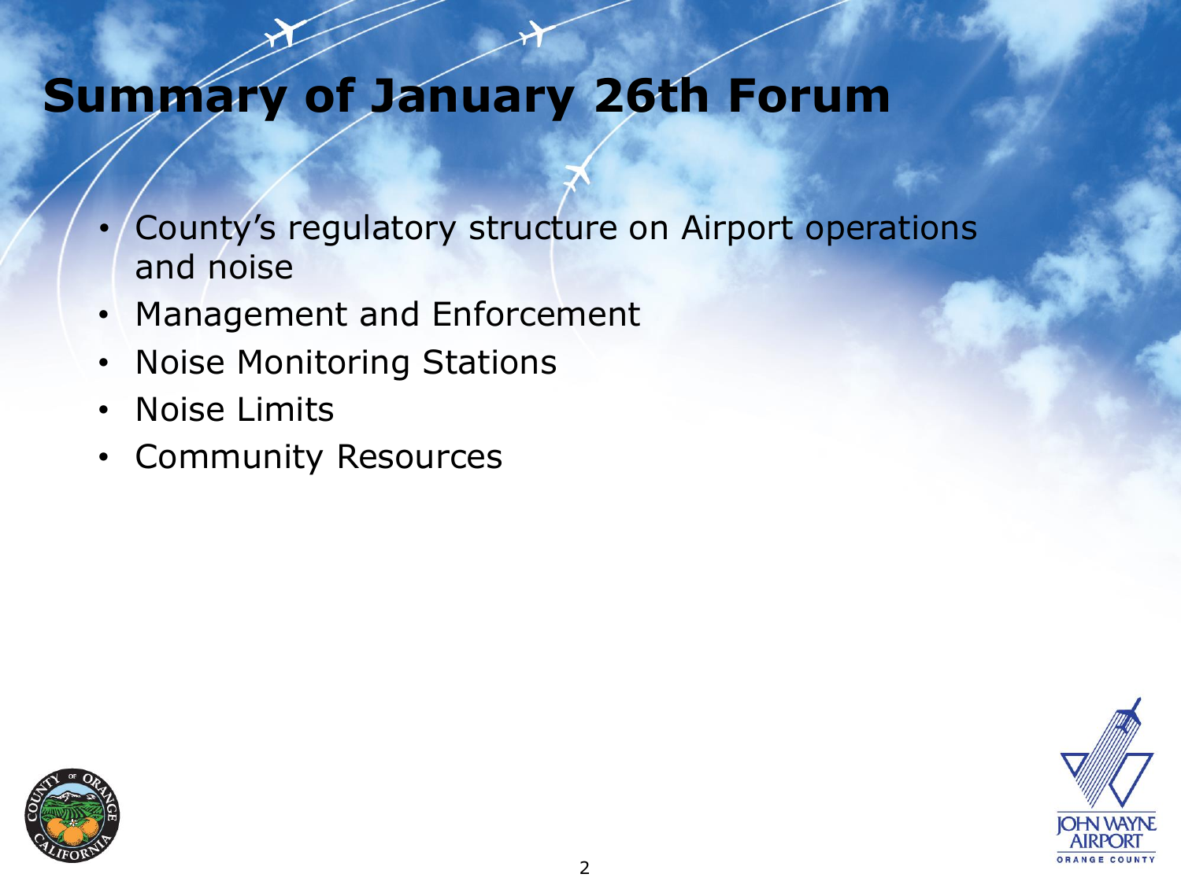# Summary of January 26th Forum

- County's regulatory structure on Airport operations and noise
- Management and Enforcement
- Noise Monitoring Stations
- Noise Limits
- Community Resources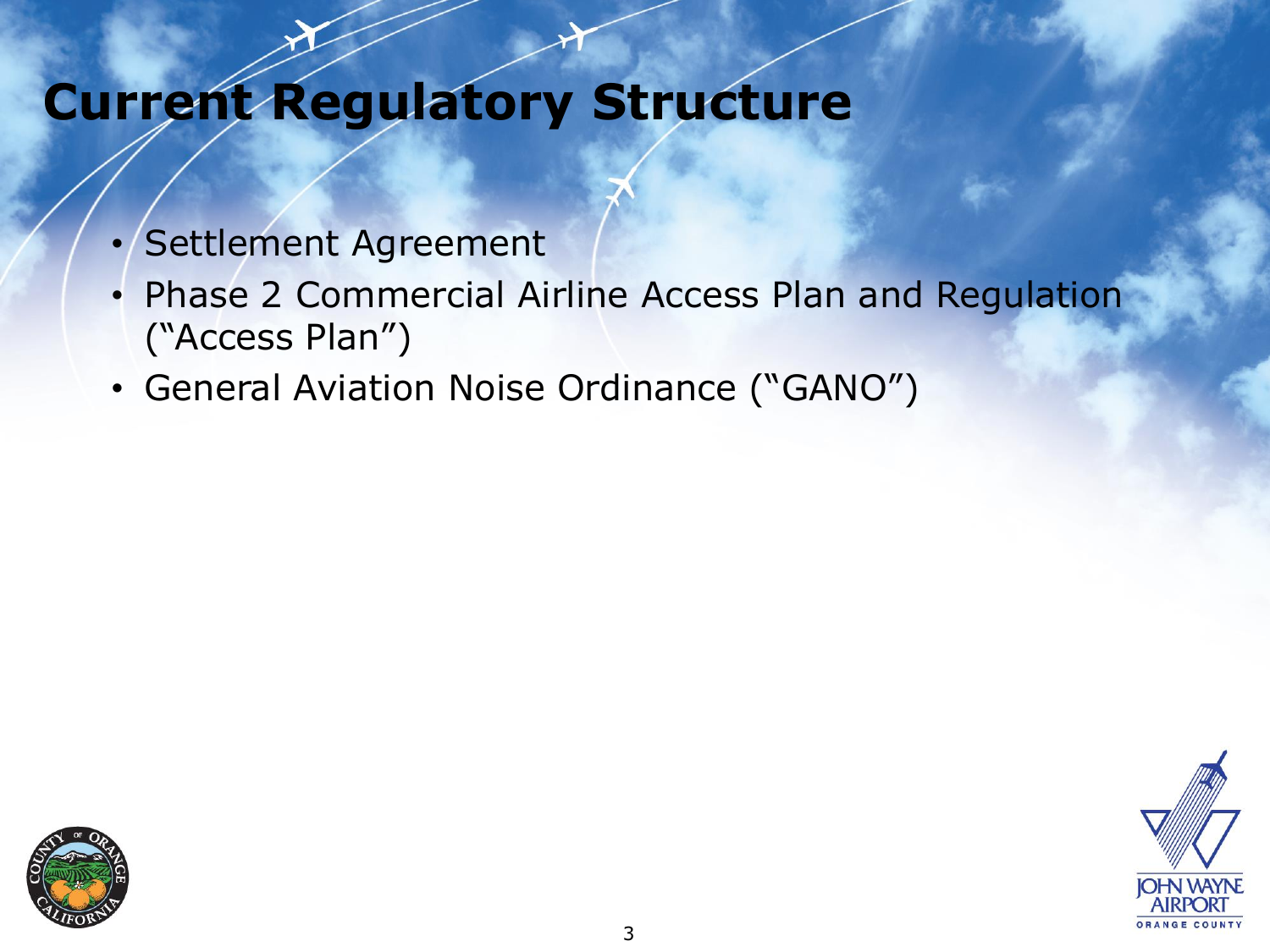# Current Regulatory Structure

- Settlement Agreement
- Phase 2 Commercial Airline Access Plan and Regulation ("Access Plan")
- General Aviation Noise Ordinance ("GANO")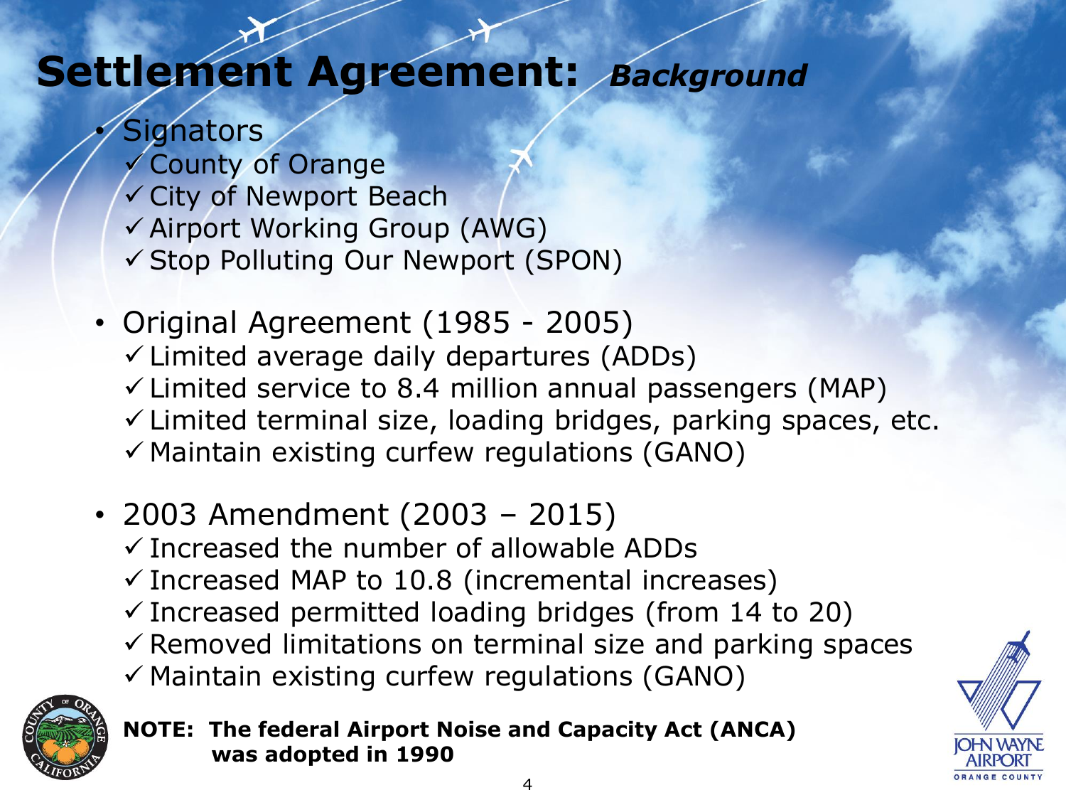# Settlement Agreement: *Background*

- Signators
  - ✓ County of Orange
  - ✓ City of Newport Beach
  - ✓ Airport Working Group (AWG)
  - ✓ Stop Polluting Our Newport (SPON)
- Original Agreement (1985 - 2005)
  - ✓ Limited average daily departures (ADDs)
  - ✓ Limited service to 8.4 million annual passengers (MAP)
  - ✓ Limited terminal size, loading bridges, parking spaces, etc.
  - ✓ Maintain existing curfew regulations (GANO)
- 2003 Amendment (2003 – 2015)
  - ✓ Increased the number of allowable ADDs
  - ✓ Increased MAP to 10.8 (incremental increases)
  - ✓ Increased permitted loading bridges (from 14 to 20)
  - ✓ Removed limitations on terminal size and parking spaces
  - ✓ Maintain existing curfew regulations (GANO)

**NOTE: The federal Airport Noise and Capacity Act (ANCA) was adopted in 1990**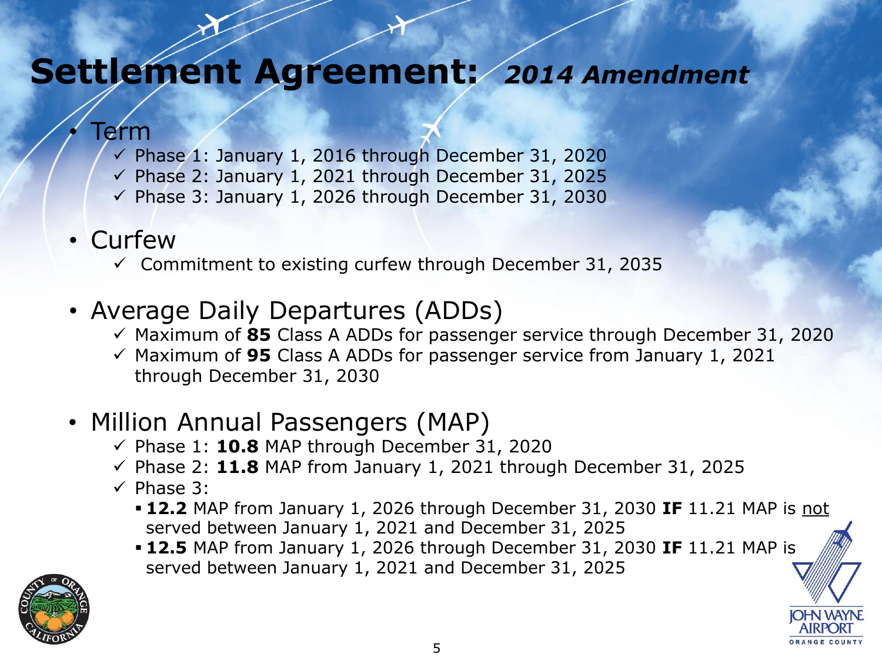# Settlement Agreement: *2014 Amendment*

- Term
  - ✓ Phase 1: January 1, 2016 through December 31, 2020
  - ✓ Phase 2: January 1, 2021 through December 31, 2025
  - ✓ Phase 3: January 1, 2026 through December 31, 2030
- Curfew
  - ✓ Commitment to existing curfew through December 31, 2035
- Average Daily Departures (ADDs)
  - ✓ Maximum of **85** Class A ADDs for passenger service through December 31, 2020
  - ✓ Maximum of **95** Class A ADDs for passenger service from January 1, 2021 through December 31, 2030
- Million Annual Passengers (MAP)
  - ✓ Phase 1: **10.8** MAP through December 31, 2020
  - ✓ Phase 2: **11.8** MAP from January 1, 2021 through December 31, 2025
  - ✓ Phase 3:
    - **12.2** MAP from January 1, 2026 through December 31, 2030 **IF** 11.21 MAP is <u>not</u> served between January 1, 2021 and December 31, 2025
    - **12.5** MAP from January 1, 2026 through December 31, 2030 **IF** 11.21 MAP is served between January 1, 2021 and December 31, 2025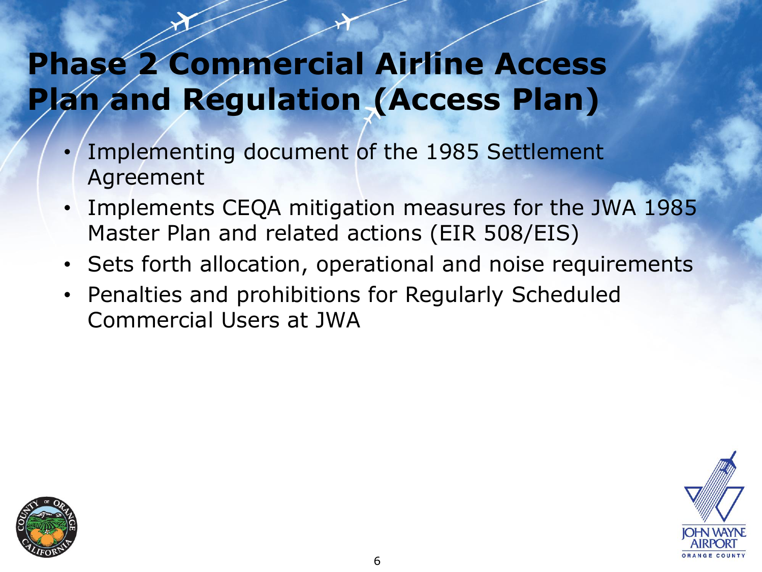# Phase 2 Commercial Airline Access Plan and Regulation (Access Plan)

- Implementing document of the 1985 Settlement Agreement
- Implements CEQA mitigation measures for the JWA 1985 Master Plan and related actions (EIR 508/EIS)
- Sets forth allocation, operational and noise requirements
- Penalties and prohibitions for Regularly Scheduled Commercial Users at JWA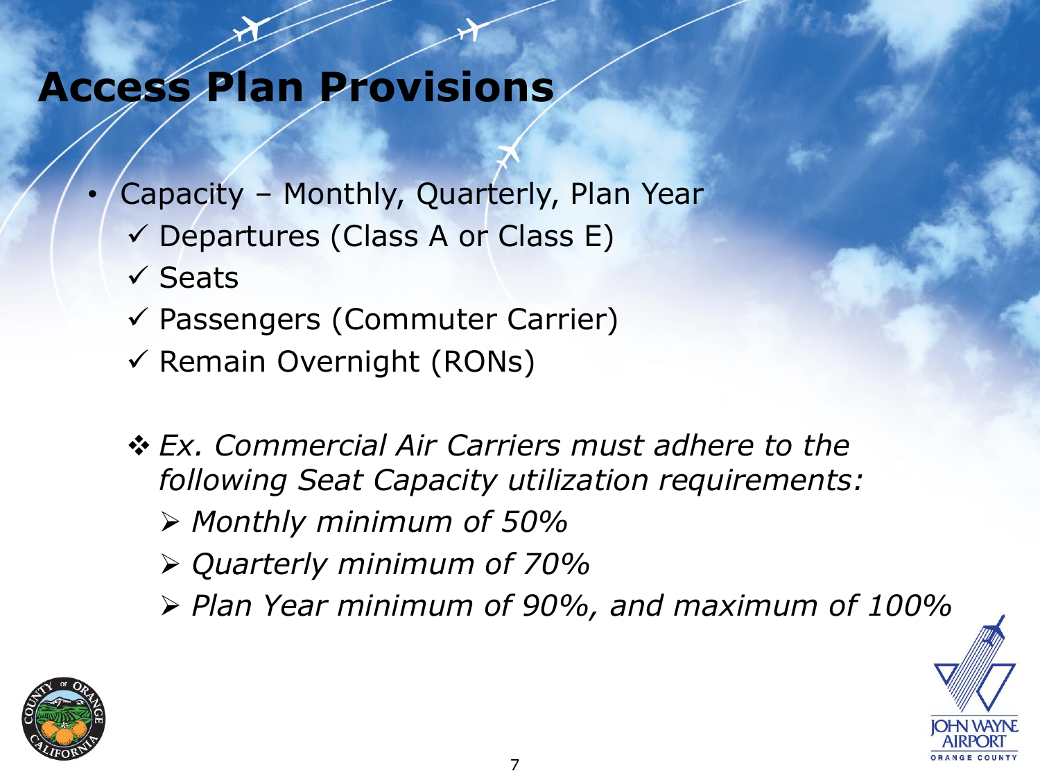# Access Plan Provisions

- Capacity – Monthly, Quarterly, Plan Year
  - ✓ Departures (Class A or Class E)
  - ✓ Seats
  - ✓ Passengers (Commuter Carrier)
  - ✓ Remain Overnight (RONs)

❖ *Ex. Commercial Air Carriers must adhere to the following Seat Capacity utilization requirements:*

- ➢ *Monthly minimum of 50%*
- ➢ *Quarterly minimum of 70%*
- ➢ *Plan Year minimum of 90%, and maximum of 100%*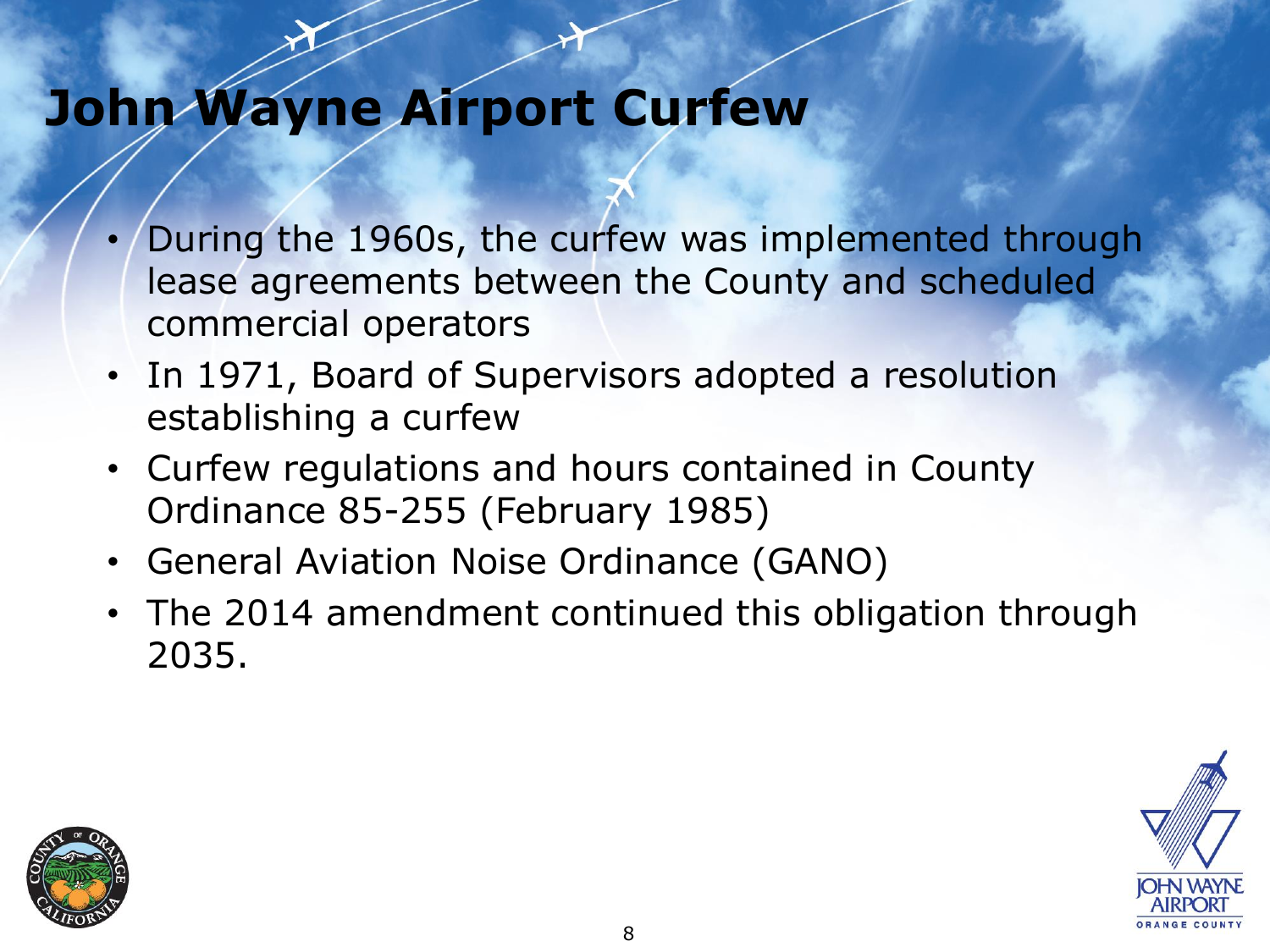# John Wayne Airport Curfew

- During the 1960s, the curfew was implemented through lease agreements between the County and scheduled commercial operators
- In 1971, Board of Supervisors adopted a resolution establishing a curfew
- Curfew regulations and hours contained in County Ordinance 85-255 (February 1985)
- General Aviation Noise Ordinance (GANO)
- The 2014 amendment continued this obligation through 2035.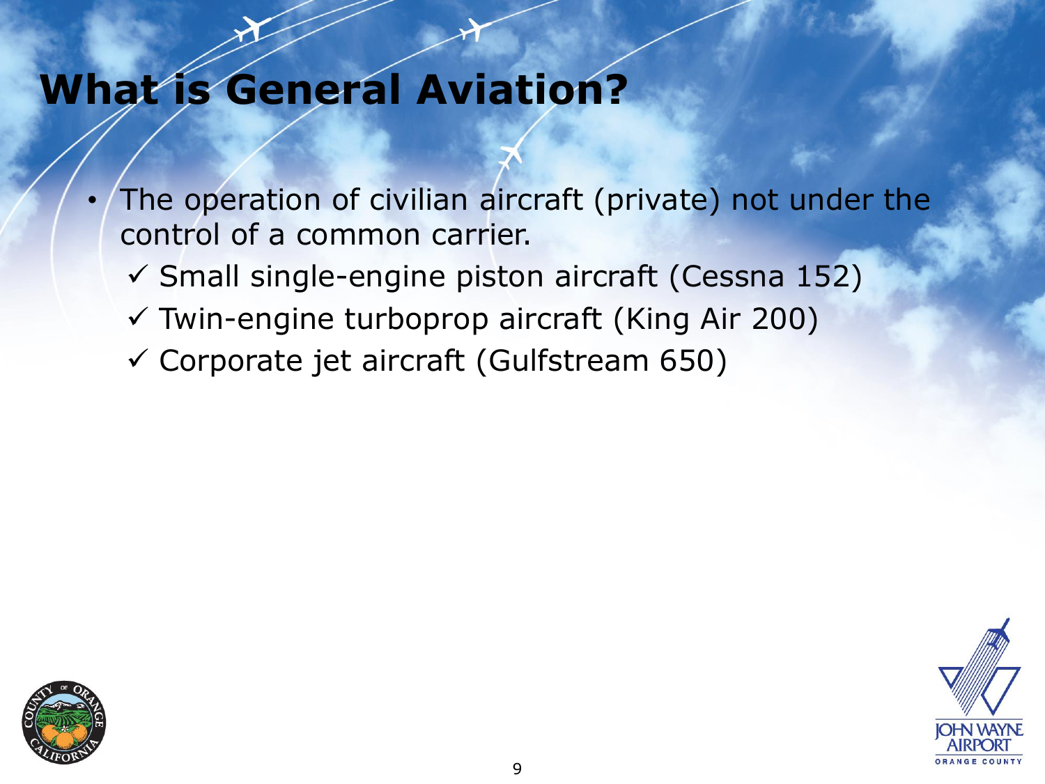# What is General Aviation?

- The operation of civilian aircraft (private) not under the control of a common carrier.
  - ✓ Small single-engine piston aircraft (Cessna 152)
  - ✓ Twin-engine turboprop aircraft (King Air 200)
  - ✓ Corporate jet aircraft (Gulfstream 650)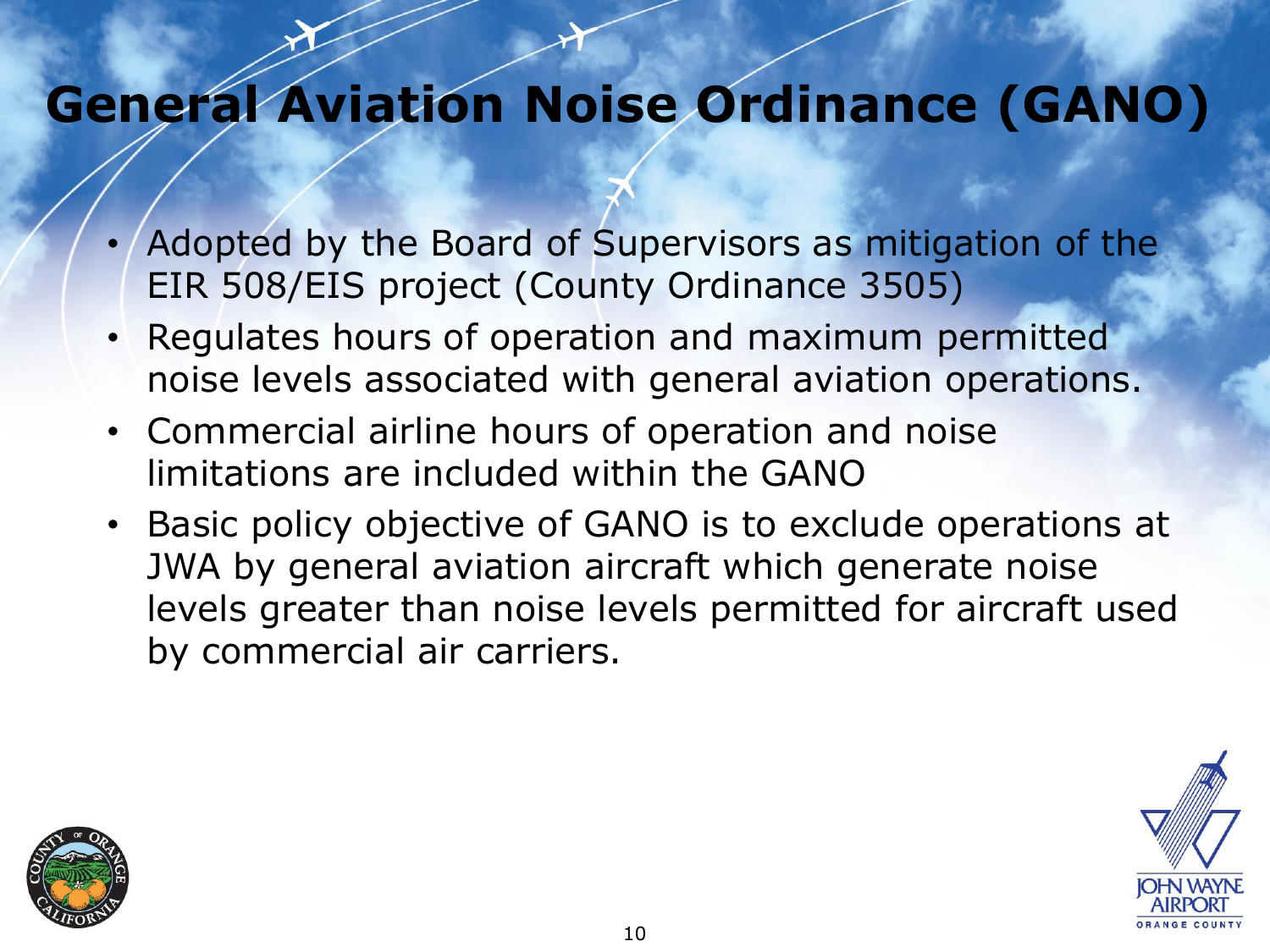# General Aviation Noise Ordinance (GANO)

- Adopted by the Board of Supervisors as mitigation of the EIR 508/EIS project (County Ordinance 3505)
- Regulates hours of operation and maximum permitted noise levels associated with general aviation operations.
- Commercial airline hours of operation and noise limitations are included within the GANO
- Basic policy objective of GANO is to exclude operations at JWA by general aviation aircraft which generate noise levels greater than noise levels permitted for aircraft used by commercial air carriers.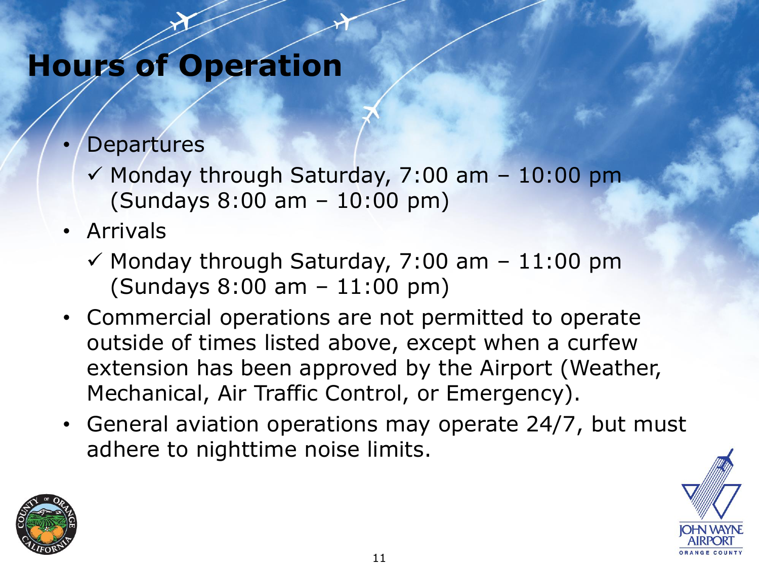# Hours of Operation

- Departures
  - ✓ Monday through Saturday, 7:00 am – 10:00 pm (Sundays 8:00 am – 10:00 pm)
- Arrivals
  - ✓ Monday through Saturday, 7:00 am – 11:00 pm (Sundays 8:00 am – 11:00 pm)
- Commercial operations are not permitted to operate outside of times listed above, except when a curfew extension has been approved by the Airport (Weather, Mechanical, Air Traffic Control, or Emergency).
- General aviation operations may operate 24/7, but must adhere to nighttime noise limits.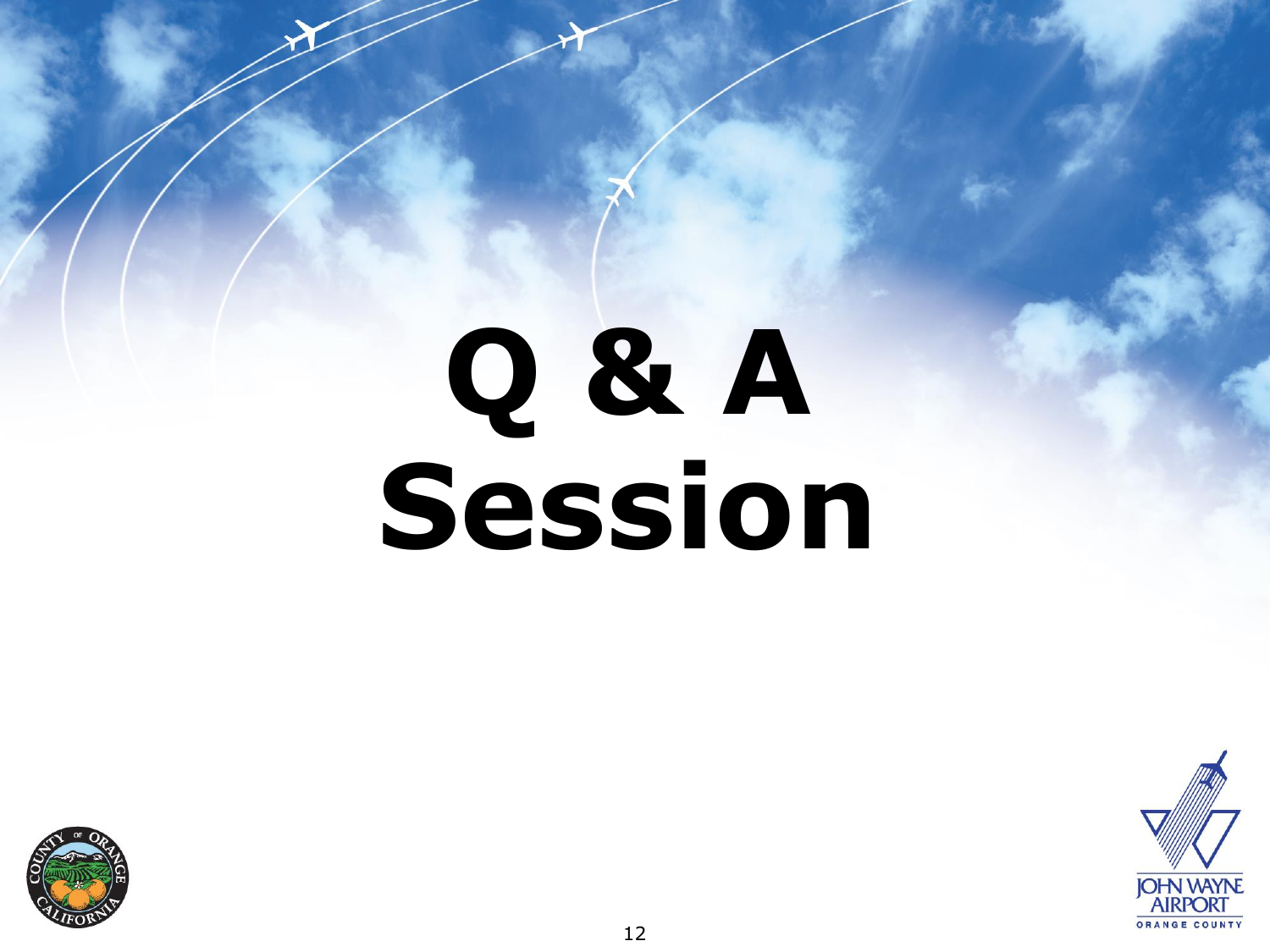# Q & A Session